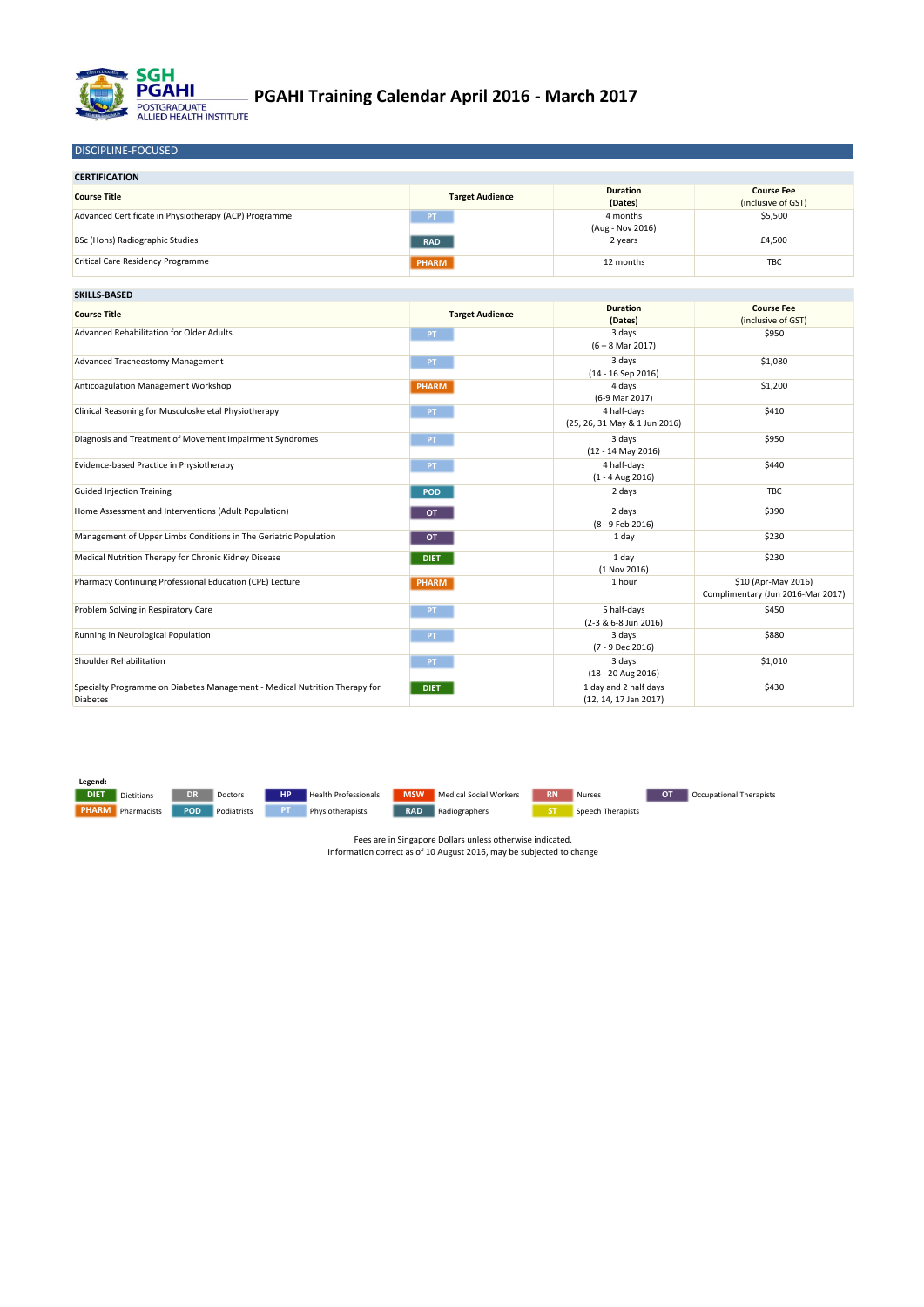SGH PGAHI POSTGRADUATE ALLIED HEALTH INSTITUTE

# PGAHI Training Calendar April 2016 - March 2017

## DISCIPLINE-FOCUSED

### CERTIFICATION

| Course Title | Target Audience | Duration (Dates) | Course Fee (inclusive of GST) |
|---|---|---|---|
| Advanced Certificate in Physiotherapy (ACP) Programme | PT | 4 months (Aug - Nov 2016) | $5,500 |
| BSc (Hons) Radiographic Studies | RAD | 2 years | £4,500 |
| Critical Care Residency Programme | PHARM | 12 months | TBC |

### SKILLS-BASED

| Course Title | Target Audience | Duration (Dates) | Course Fee (inclusive of GST) |
|---|---|---|---|
| Advanced Rehabilitation for Older Adults | PT | 3 days (6 – 8 Mar 2017) | $950 |
| Advanced Tracheostomy Management | PT | 3 days (14 - 16 Sep 2016) | $1,080 |
| Anticoagulation Management Workshop | PHARM | 4 days (6-9 Mar 2017) | $1,200 |
| Clinical Reasoning for Musculoskeletal Physiotherapy | PT | 4 half-days (25, 26, 31 May & 1 Jun 2016) | $410 |
| Diagnosis and Treatment of Movement Impairment Syndromes | PT | 3 days (12 - 14 May 2016) | $950 |
| Evidence-based Practice in Physiotherapy | PT | 4 half-days (1 - 4 Aug 2016) | $440 |
| Guided Injection Training | POD | 2 days | TBC |
| Home Assessment and Interventions (Adult Population) | OT | 2 days (8 - 9 Feb 2016) | $390 |
| Management of Upper Limbs Conditions in The Geriatric Population | OT | 1 day | $230 |
| Medical Nutrition Therapy for Chronic Kidney Disease | DIET | 1 day (1 Nov 2016) | $230 |
| Pharmacy Continuing Professional Education (CPE) Lecture | PHARM | 1 hour | $10 (Apr-May 2016) Complimentary (Jun 2016-Mar 2017) |
| Problem Solving in Respiratory Care | PT | 5 half-days (2-3 & 6-8 Jun 2016) | $450 |
| Running in Neurological Population | PT | 3 days (7 - 9 Dec 2016) | $880 |
| Shoulder Rehabilitation | PT | 3 days (18 - 20 Aug 2016) | $1,010 |
| Specialty Programme on Diabetes Management - Medical Nutrition Therapy for Diabetes | DIET | 1 day and 2 half days (12, 14, 17 Jan 2017) | $430 |

**Legend:**

| | | | | | | | | | | | |
|---|---|---|---|---|---|---|---|---|---|---|---|
| DIET | Dietitians | DR | Doctors | HP | Health Professionals | MSW | Medical Social Workers | RN | Nurses | OT | Occupational Therapists |
| PHARM | Pharmacists | POD | Podiatrists | PT | Physiotherapists | RAD | Radiographers | ST | Speech Therapists | | |

Fees are in Singapore Dollars unless otherwise indicated.
Information correct as of 10 August 2016, may be subjected to change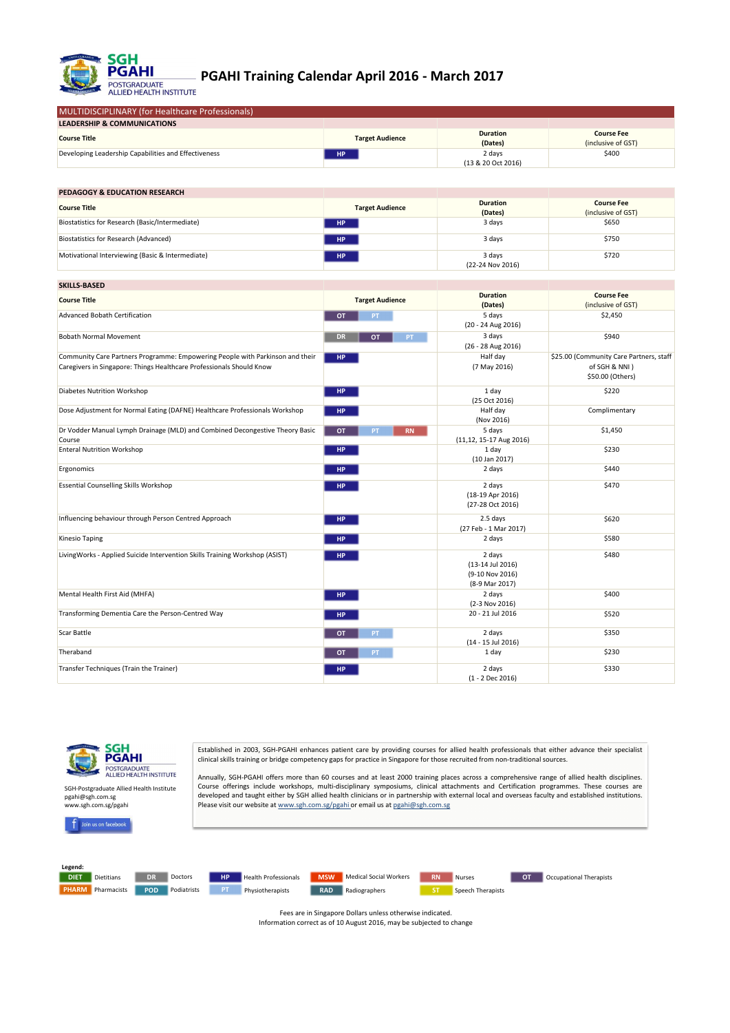# PGAHI Training Calendar April 2016 - March 2017

SGH PGAHI POSTGRADUATE ALLIED HEALTH INSTITUTE

## MULTIDISCIPLINARY (for Healthcare Professionals)

### LEADERSHIP & COMMUNICATIONS

| Course Title | Target Audience | Duration (Dates) | Course Fee (inclusive of GST) |
|---|---|---|---|
| Developing Leadership Capabilities and Effectiveness | HP | 2 days (13 & 20 Oct 2016) | $400 |

### PEDAGOGY & EDUCATION RESEARCH

| Course Title | Target Audience | Duration (Dates) | Course Fee (inclusive of GST) |
|---|---|---|---|
| Biostatistics for Research (Basic/Intermediate) | HP | 3 days | $650 |
| Biostatistics for Research (Advanced) | HP | 3 days | $750 |
| Motivational Interviewing (Basic & Intermediate) | HP | 3 days (22-24 Nov 2016) | $720 |

### SKILLS-BASED

| Course Title | Target Audience | Duration (Dates) | Course Fee (inclusive of GST) |
|---|---|---|---|
| Advanced Bobath Certification | OT, PT | 5 days (20 - 24 Aug 2016) | $2,450 |
| Bobath Normal Movement | DR, OT, PT | 3 days (26 - 28 Aug 2016) | $940 |
| Community Care Partners Programme: Empowering People with Parkinson and their Caregivers in Singapore: Things Healthcare Professionals Should Know | HP | Half day (7 May 2016) | $25.00 (Community Care Partners, staff of SGH & NNI ) $50.00 (Others) |
| Diabetes Nutrition Workshop | HP | 1 day (25 Oct 2016) | $220 |
| Dose Adjustment for Normal Eating (DAFNE) Healthcare Professionals Workshop | HP | Half day (Nov 2016) | Complimentary |
| Dr Vodder Manual Lymph Drainage (MLD) and Combined Decongestive Theory Basic Course | OT, PT, RN | 5 days (11,12, 15-17 Aug 2016) | $1,450 |
| Enteral Nutrition Workshop | HP | 1 day (10 Jan 2017) | $230 |
| Ergonomics | HP | 2 days | $440 |
| Essential Counselling Skills Workshop | HP | 2 days (18-19 Apr 2016) (27-28 Oct 2016) | $470 |
| Influencing behaviour through Person Centred Approach | HP | 2.5 days (27 Feb - 1 Mar 2017) | $620 |
| Kinesio Taping | HP | 2 days | $580 |
| LivingWorks - Applied Suicide Intervention Skills Training Workshop (ASIST) | HP | 2 days (13-14 Jul 2016) (9-10 Nov 2016) (8-9 Mar 2017) | $480 |
| Mental Health First Aid (MHFA) | HP | 2 days (2-3 Nov 2016) | $400 |
| Transforming Dementia Care the Person-Centred Way | HP | 20 - 21 Jul 2016 | $520 |
| Scar Battle | OT, PT | 2 days (14 - 15 Jul 2016) | $350 |
| Theraband | OT, PT | 1 day | $230 |
| Transfer Techniques (Train the Trainer) | HP | 2 days (1 - 2 Dec 2016) | $330 |

SGH PGAHI POSTGRADUATE ALLIED HEALTH INSTITUTE

SGH-Postgraduate Allied Health Institute
pgahi@sgh.com.sg
www.sgh.com.sg/pgahi

Join us on facebook

Established in 2003, SGH-PGAHI enhances patient care by providing courses for allied health professionals that either advance their specialist clinical skills training or bridge competency gaps for practice in Singapore for those recruited from non-traditional sources.

Annually, SGH-PGAHI offers more than 60 courses and at least 2000 training places across a comprehensive range of allied health disciplines. Course offerings include workshops, multi-disciplinary symposiums, clinical attachments and Certification programmes. These courses are developed and taught either by SGH allied health clinicians or in partnership with external local and overseas faculty and established institutions. Please visit our website at www.sgh.com.sg/pgahi or email us at pgahi@sgh.com.sg

**Legend:**

| | | | | | | | | | | | |
|---|---|---|---|---|---|---|---|---|---|---|---|
| DIET | Dietitians | DR | Doctors | HP | Health Professionals | MSW | Medical Social Workers | RN | Nurses | OT | Occupational Therapists |
| PHARM | Pharmacists | POD | Podiatrists | PT | Physiotherapists | RAD | Radiographers | ST | Speech Therapists | | |

Fees are in Singapore Dollars unless otherwise indicated.
Information correct as of 10 August 2016, may be subjected to change